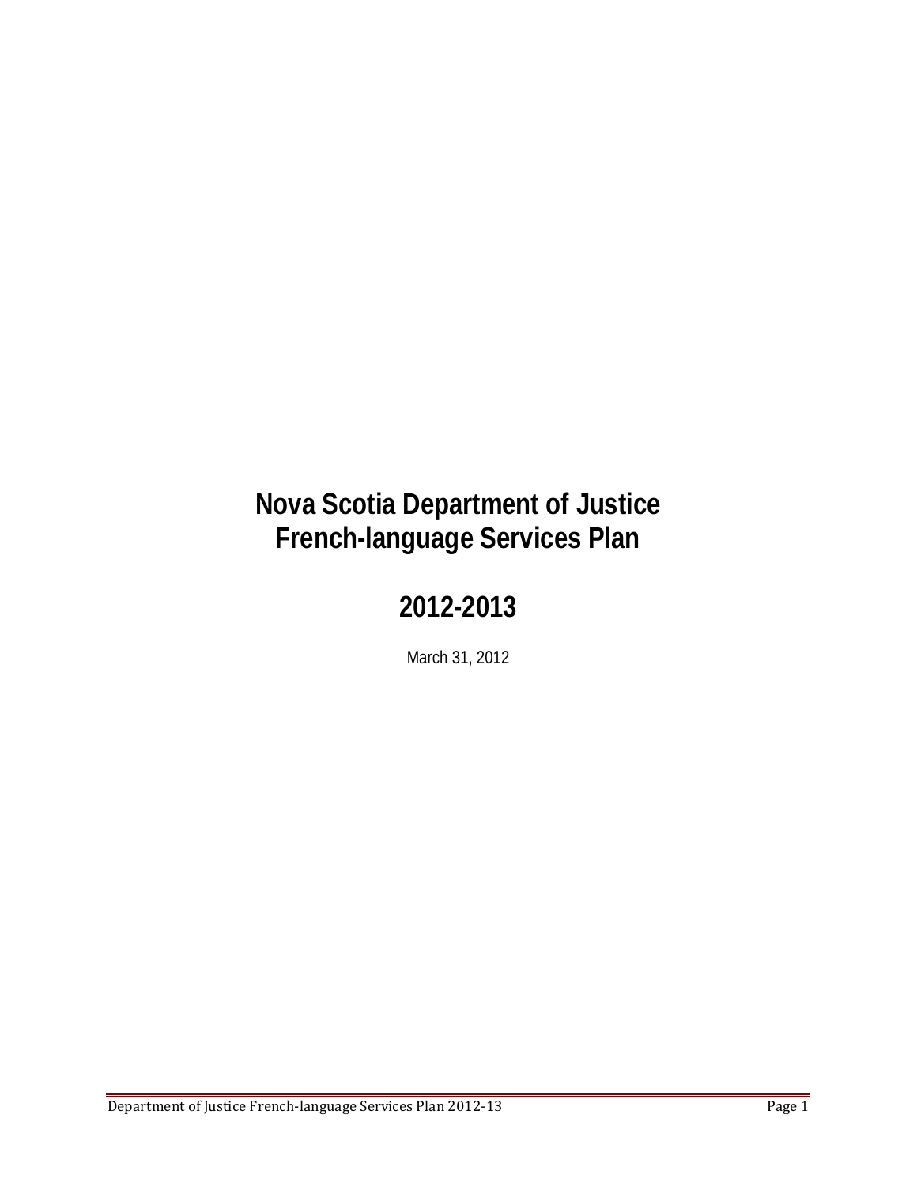# Nova Scotia Department of Justice French-language Services Plan

# 2012-2013

March 31, 2012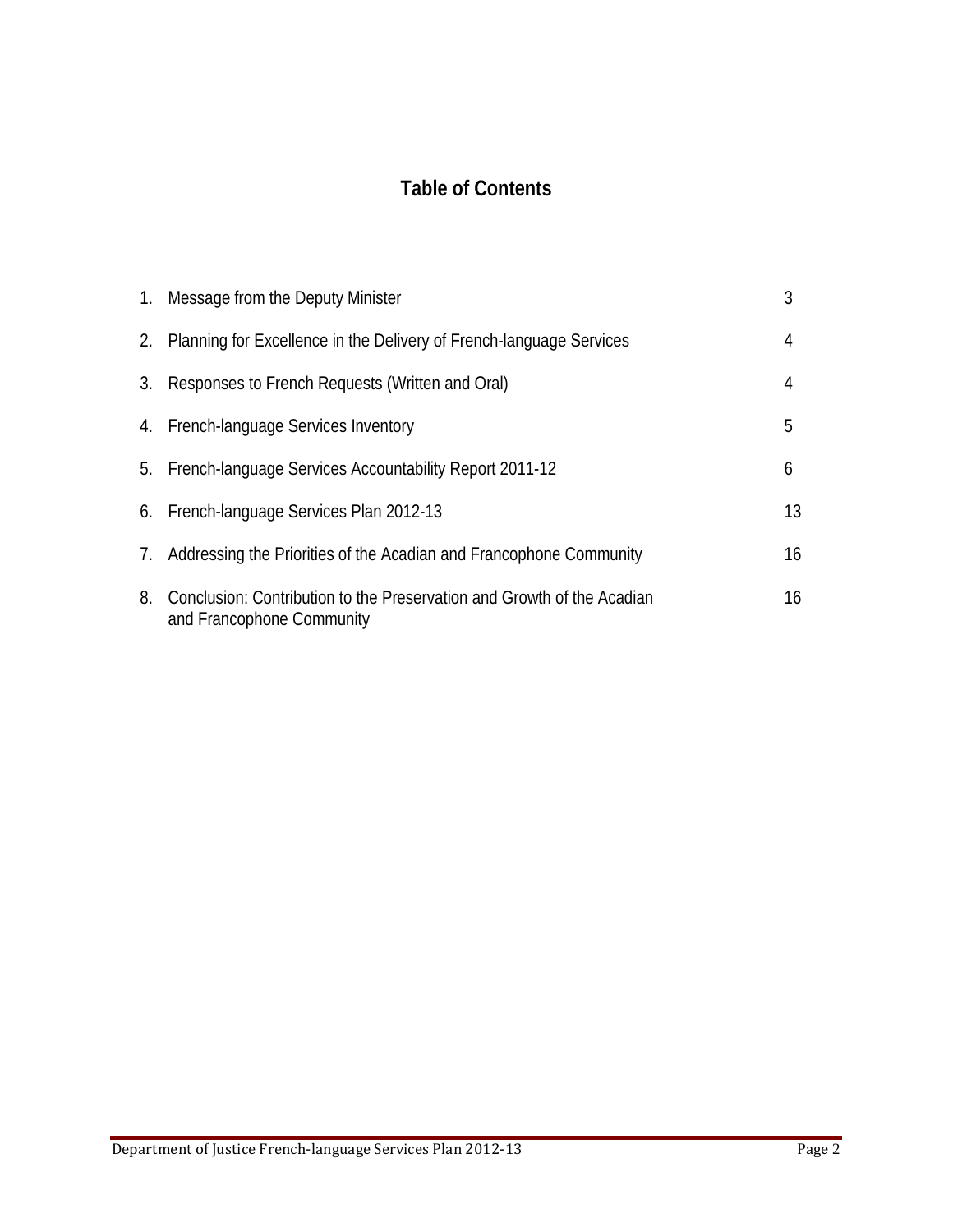# Table of Contents

| | | |
|---|---|---|
| 1. | Message from the Deputy Minister | 3 |
| 2. | Planning for Excellence in the Delivery of French-language Services | 4 |
| 3. | Responses to French Requests (Written and Oral) | 4 |
| 4. | French-language Services Inventory | 5 |
| 5. | French-language Services Accountability Report 2011-12 | 6 |
| 6. | French-language Services Plan 2012-13 | 13 |
| 7. | Addressing the Priorities of the Acadian and Francophone Community | 16 |
| 8. | Conclusion: Contribution to the Preservation and Growth of the Acadian and Francophone Community | 16 |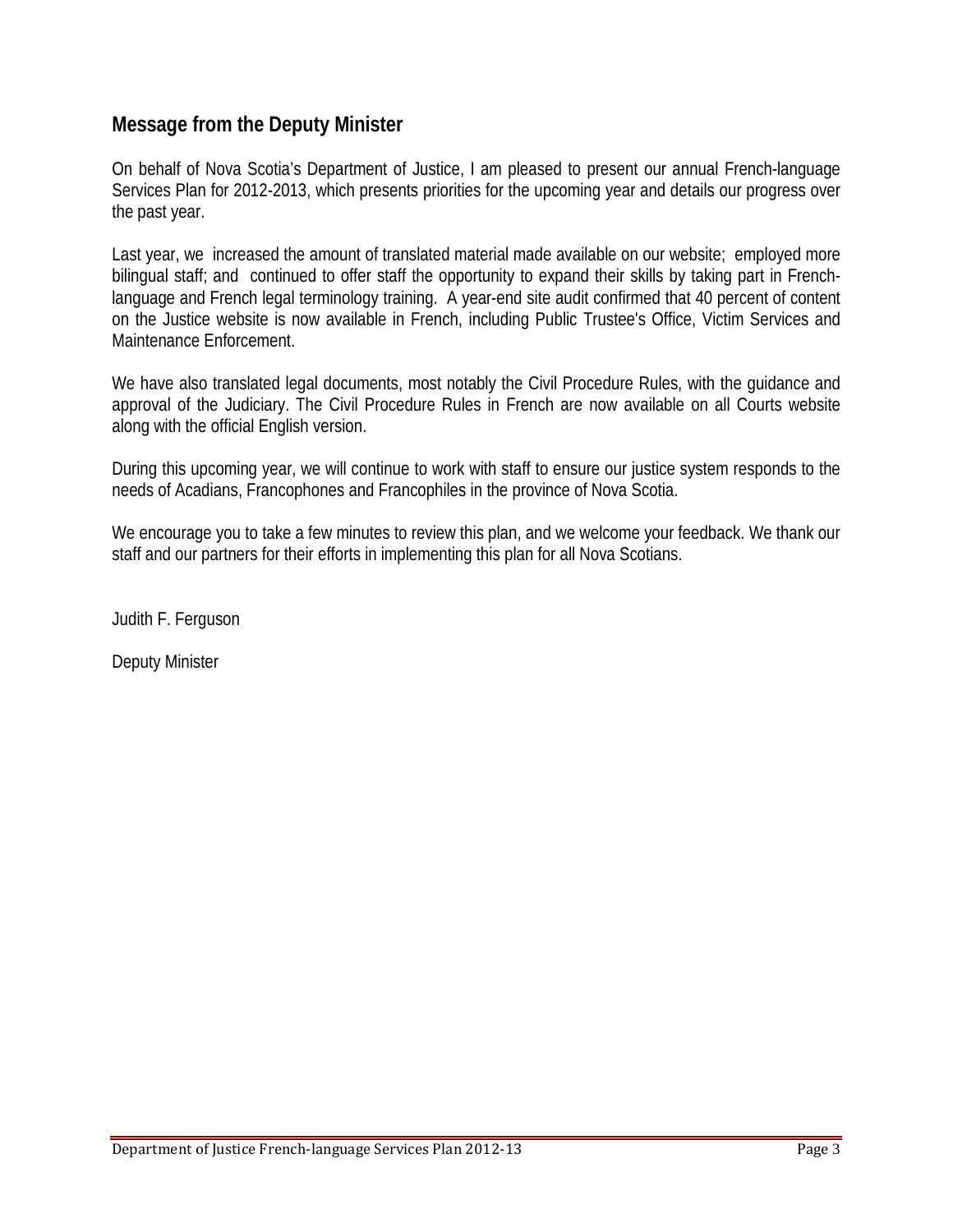## Message from the Deputy Minister

On behalf of Nova Scotia's Department of Justice, I am pleased to present our annual French-language Services Plan for 2012-2013, which presents priorities for the upcoming year and details our progress over the past year.

Last year, we increased the amount of translated material made available on our website; employed more bilingual staff; and continued to offer staff the opportunity to expand their skills by taking part in French-language and French legal terminology training. A year-end site audit confirmed that 40 percent of content on the Justice website is now available in French, including Public Trustee's Office, Victim Services and Maintenance Enforcement.

We have also translated legal documents, most notably the Civil Procedure Rules, with the guidance and approval of the Judiciary. The Civil Procedure Rules in French are now available on all Courts website along with the official English version.

During this upcoming year, we will continue to work with staff to ensure our justice system responds to the needs of Acadians, Francophones and Francophiles in the province of Nova Scotia.

We encourage you to take a few minutes to review this plan, and we welcome your feedback. We thank our staff and our partners for their efforts in implementing this plan for all Nova Scotians.

Judith F. Ferguson

Deputy Minister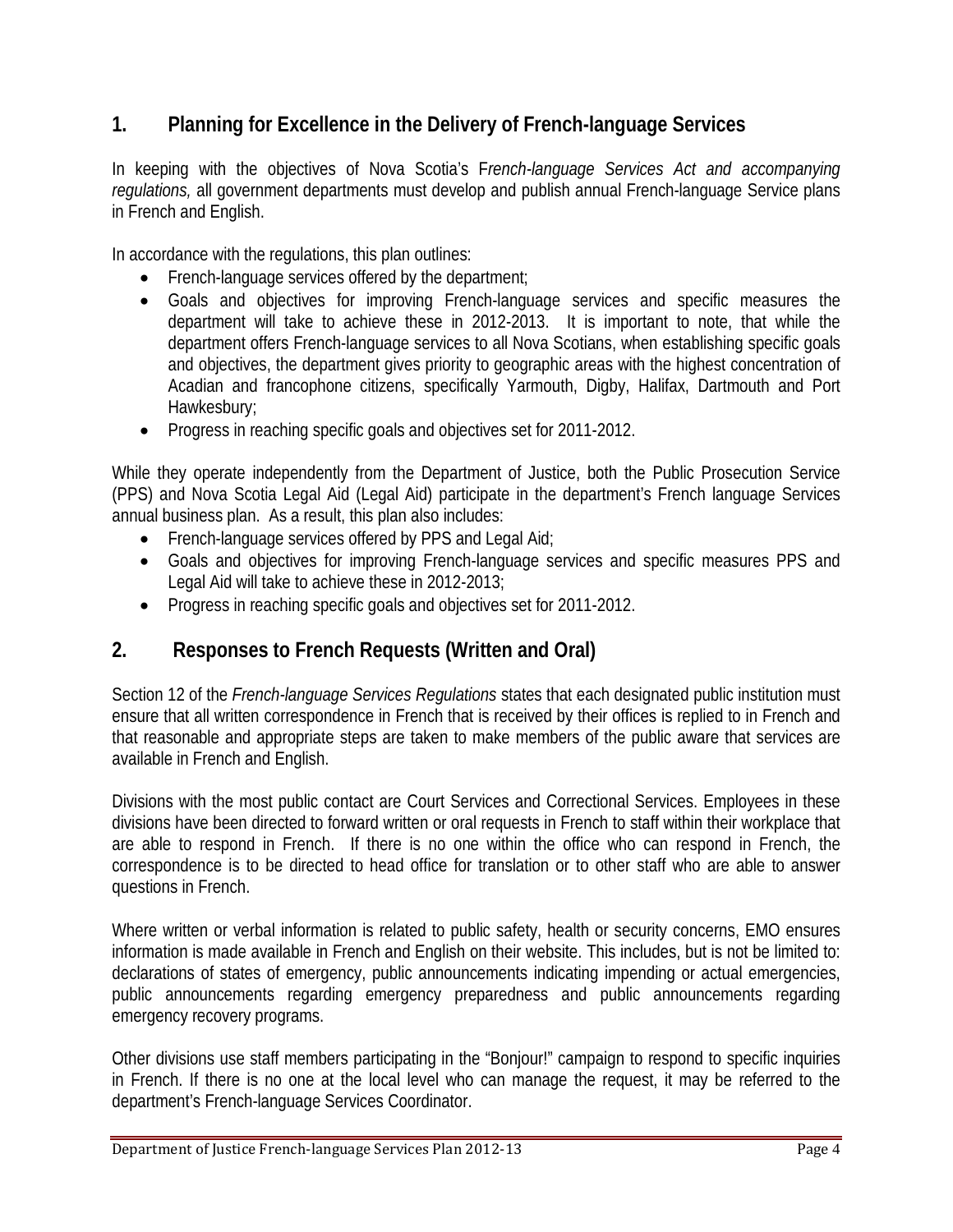## 1. Planning for Excellence in the Delivery of French-language Services

In keeping with the objectives of Nova Scotia's F*rench-language Services Act and accompanying regulations,* all government departments must develop and publish annual French-language Service plans in French and English.

In accordance with the regulations, this plan outlines:

- French-language services offered by the department;
- Goals and objectives for improving French-language services and specific measures the department will take to achieve these in 2012-2013. It is important to note, that while the department offers French-language services to all Nova Scotians, when establishing specific goals and objectives, the department gives priority to geographic areas with the highest concentration of Acadian and francophone citizens, specifically Yarmouth, Digby, Halifax, Dartmouth and Port Hawkesbury;
- Progress in reaching specific goals and objectives set for 2011-2012.

While they operate independently from the Department of Justice, both the Public Prosecution Service (PPS) and Nova Scotia Legal Aid (Legal Aid) participate in the department's French language Services annual business plan. As a result, this plan also includes:

- French-language services offered by PPS and Legal Aid;
- Goals and objectives for improving French-language services and specific measures PPS and Legal Aid will take to achieve these in 2012-2013;
- Progress in reaching specific goals and objectives set for 2011-2012.

## 2. Responses to French Requests (Written and Oral)

Section 12 of the *French-language Services Regulations* states that each designated public institution must ensure that all written correspondence in French that is received by their offices is replied to in French and that reasonable and appropriate steps are taken to make members of the public aware that services are available in French and English.

Divisions with the most public contact are Court Services and Correctional Services. Employees in these divisions have been directed to forward written or oral requests in French to staff within their workplace that are able to respond in French. If there is no one within the office who can respond in French, the correspondence is to be directed to head office for translation or to other staff who are able to answer questions in French.

Where written or verbal information is related to public safety, health or security concerns, EMO ensures information is made available in French and English on their website. This includes, but is not be limited to: declarations of states of emergency, public announcements indicating impending or actual emergencies, public announcements regarding emergency preparedness and public announcements regarding emergency recovery programs.

Other divisions use staff members participating in the "Bonjour!" campaign to respond to specific inquiries in French. If there is no one at the local level who can manage the request, it may be referred to the department's French-language Services Coordinator.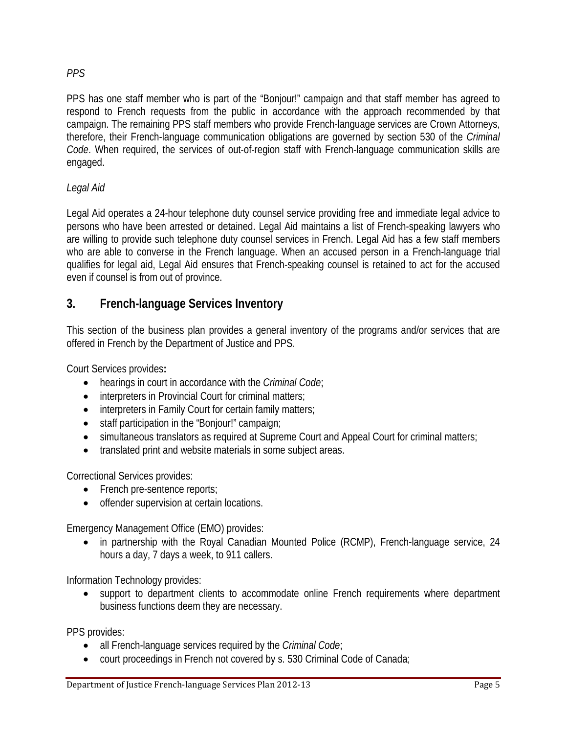*PPS*

PPS has one staff member who is part of the "Bonjour!" campaign and that staff member has agreed to respond to French requests from the public in accordance with the approach recommended by that campaign. The remaining PPS staff members who provide French-language services are Crown Attorneys, therefore, their French-language communication obligations are governed by section 530 of the *Criminal Code*. When required, the services of out-of-region staff with French-language communication skills are engaged.

*Legal Aid*

Legal Aid operates a 24-hour telephone duty counsel service providing free and immediate legal advice to persons who have been arrested or detained. Legal Aid maintains a list of French-speaking lawyers who are willing to provide such telephone duty counsel services in French. Legal Aid has a few staff members who are able to converse in the French language. When an accused person in a French-language trial qualifies for legal aid, Legal Aid ensures that French-speaking counsel is retained to act for the accused even if counsel is from out of province.

## 3. French-language Services Inventory

This section of the business plan provides a general inventory of the programs and/or services that are offered in French by the Department of Justice and PPS.

Court Services provides**:**

- hearings in court in accordance with the *Criminal Code*;
- interpreters in Provincial Court for criminal matters;
- interpreters in Family Court for certain family matters;
- staff participation in the "Bonjour!" campaign;
- simultaneous translators as required at Supreme Court and Appeal Court for criminal matters;
- translated print and website materials in some subject areas.

Correctional Services provides:

- French pre-sentence reports;
- offender supervision at certain locations.

Emergency Management Office (EMO) provides:

- in partnership with the Royal Canadian Mounted Police (RCMP), French-language service, 24 hours a day, 7 days a week, to 911 callers.

Information Technology provides:

- support to department clients to accommodate online French requirements where department business functions deem they are necessary.

PPS provides:

- all French-language services required by the *Criminal Code*;
- court proceedings in French not covered by s. 530 Criminal Code of Canada;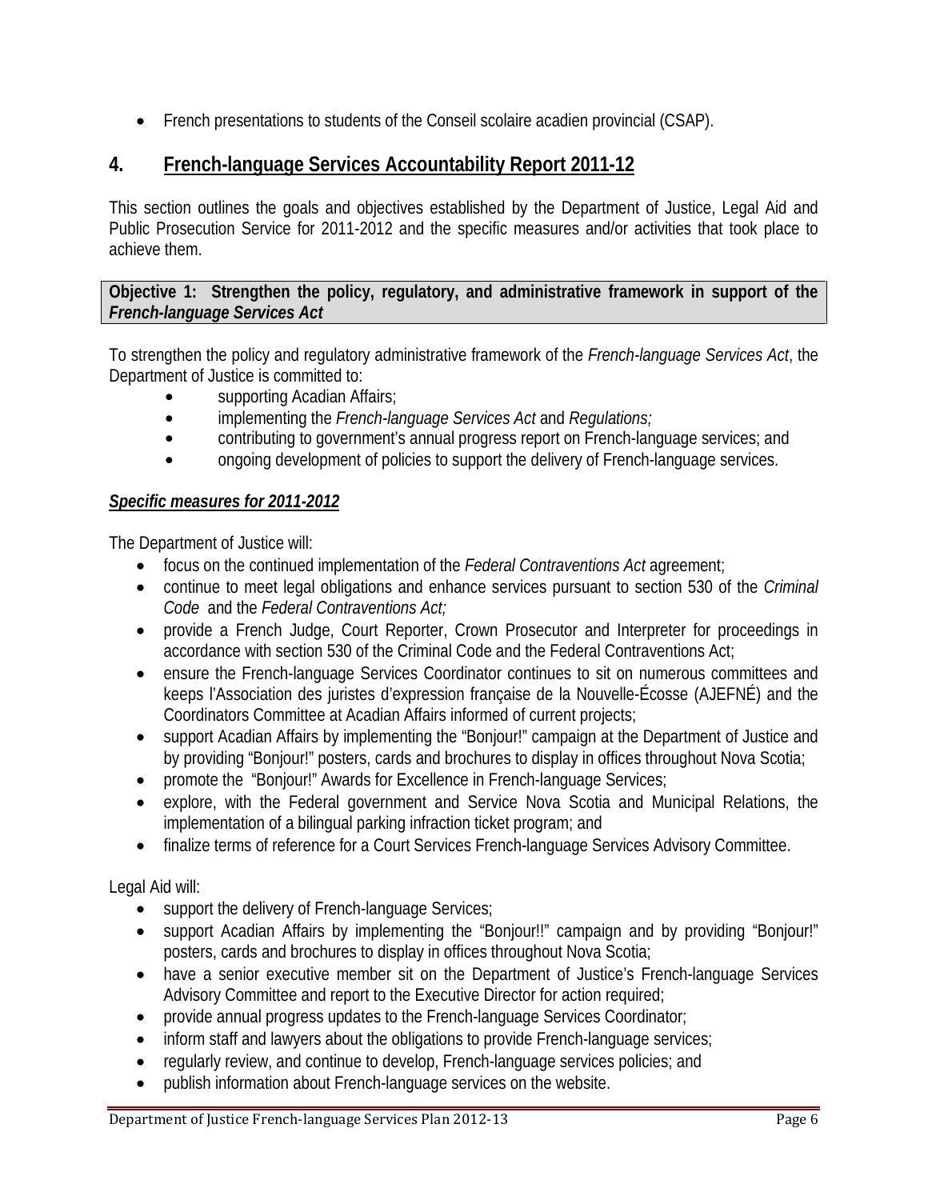- French presentations to students of the Conseil scolaire acadien provincial (CSAP).

## 4. French-language Services Accountability Report 2011-12

This section outlines the goals and objectives established by the Department of Justice, Legal Aid and Public Prosecution Service for 2011-2012 and the specific measures and/or activities that took place to achieve them.

**Objective 1: Strengthen the policy, regulatory, and administrative framework in support of the *French-language Services Act***

To strengthen the policy and regulatory administrative framework of the *French-language Services Act*, the Department of Justice is committed to:

- supporting Acadian Affairs;
- implementing the *French-language Services Act* and *Regulations;*
- contributing to government's annual progress report on French-language services; and
- ongoing development of policies to support the delivery of French-language services.

***Specific measures for 2011-2012***

The Department of Justice will:

- focus on the continued implementation of the *Federal Contraventions Act* agreement;
- continue to meet legal obligations and enhance services pursuant to section 530 of the *Criminal Code* and the *Federal Contraventions Act;*
- provide a French Judge, Court Reporter, Crown Prosecutor and Interpreter for proceedings in accordance with section 530 of the Criminal Code and the Federal Contraventions Act;
- ensure the French-language Services Coordinator continues to sit on numerous committees and keeps l'Association des juristes d'expression française de la Nouvelle-Écosse (AJEFNÉ) and the Coordinators Committee at Acadian Affairs informed of current projects;
- support Acadian Affairs by implementing the "Bonjour!" campaign at the Department of Justice and by providing "Bonjour!" posters, cards and brochures to display in offices throughout Nova Scotia;
- promote the "Bonjour!" Awards for Excellence in French-language Services;
- explore, with the Federal government and Service Nova Scotia and Municipal Relations, the implementation of a bilingual parking infraction ticket program; and
- finalize terms of reference for a Court Services French-language Services Advisory Committee.

Legal Aid will:

- support the delivery of French-language Services;
- support Acadian Affairs by implementing the "Bonjour!!" campaign and by providing "Bonjour!" posters, cards and brochures to display in offices throughout Nova Scotia;
- have a senior executive member sit on the Department of Justice's French-language Services Advisory Committee and report to the Executive Director for action required;
- provide annual progress updates to the French-language Services Coordinator;
- inform staff and lawyers about the obligations to provide French-language services;
- regularly review, and continue to develop, French-language services policies; and
- publish information about French-language services on the website.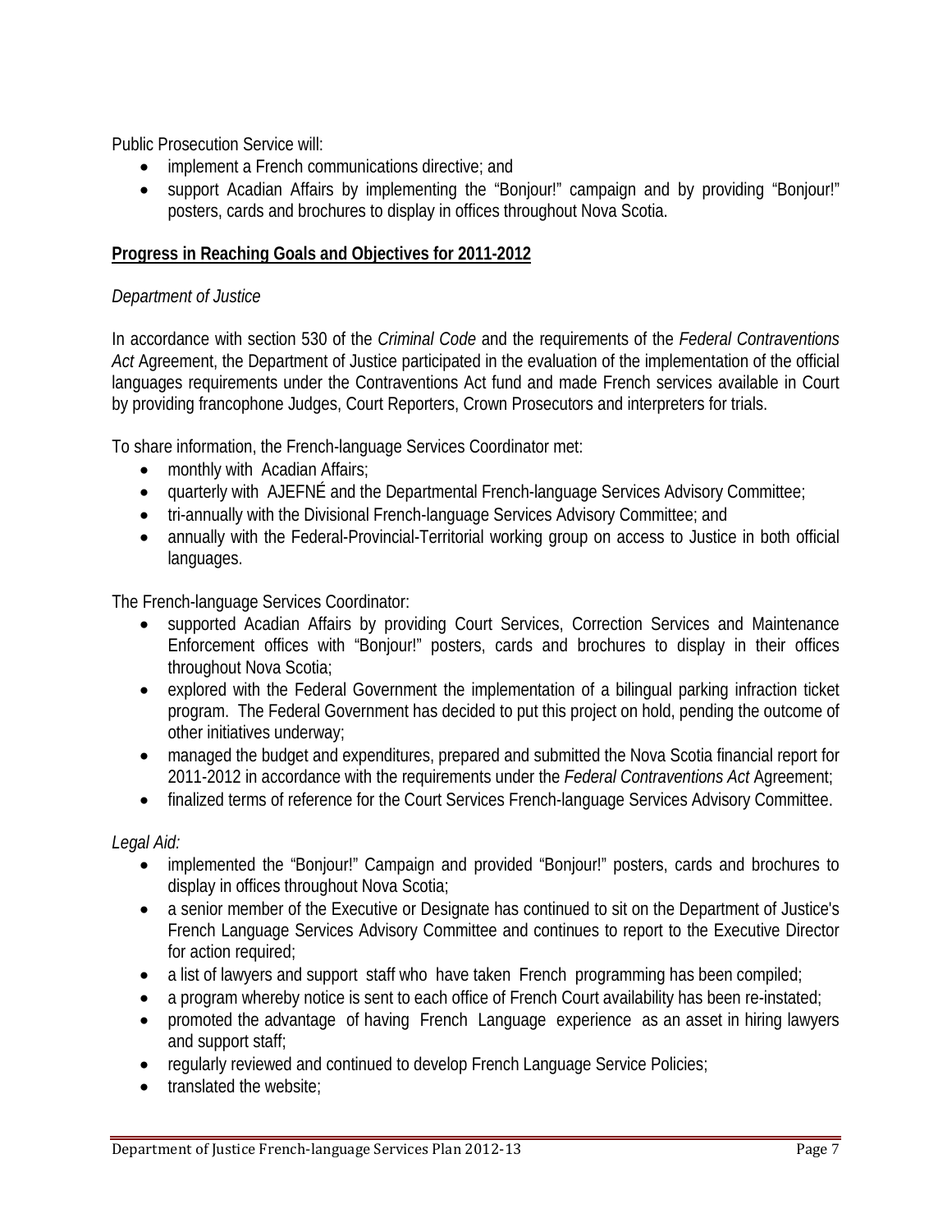Public Prosecution Service will:

- implement a French communications directive; and
- support Acadian Affairs by implementing the "Bonjour!" campaign and by providing "Bonjour!" posters, cards and brochures to display in offices throughout Nova Scotia.

**Progress in Reaching Goals and Objectives for 2011-2012**

*Department of Justice*

In accordance with section 530 of the *Criminal Code* and the requirements of the *Federal Contraventions Act* Agreement, the Department of Justice participated in the evaluation of the implementation of the official languages requirements under the Contraventions Act fund and made French services available in Court by providing francophone Judges, Court Reporters, Crown Prosecutors and interpreters for trials.

To share information, the French-language Services Coordinator met:

- monthly with Acadian Affairs;
- quarterly with AJEFNÉ and the Departmental French-language Services Advisory Committee;
- tri-annually with the Divisional French-language Services Advisory Committee; and
- annually with the Federal-Provincial-Territorial working group on access to Justice in both official languages.

The French-language Services Coordinator:

- supported Acadian Affairs by providing Court Services, Correction Services and Maintenance Enforcement offices with "Bonjour!" posters, cards and brochures to display in their offices throughout Nova Scotia;
- explored with the Federal Government the implementation of a bilingual parking infraction ticket program. The Federal Government has decided to put this project on hold, pending the outcome of other initiatives underway;
- managed the budget and expenditures, prepared and submitted the Nova Scotia financial report for 2011-2012 in accordance with the requirements under the *Federal Contraventions Act* Agreement;
- finalized terms of reference for the Court Services French-language Services Advisory Committee.

*Legal Aid:*

- implemented the "Bonjour!" Campaign and provided "Bonjour!" posters, cards and brochures to display in offices throughout Nova Scotia;
- a senior member of the Executive or Designate has continued to sit on the Department of Justice's French Language Services Advisory Committee and continues to report to the Executive Director for action required;
- a list of lawyers and support staff who have taken French programming has been compiled;
- a program whereby notice is sent to each office of French Court availability has been re-instated;
- promoted the advantage of having French Language experience as an asset in hiring lawyers and support staff;
- regularly reviewed and continued to develop French Language Service Policies;
- translated the website;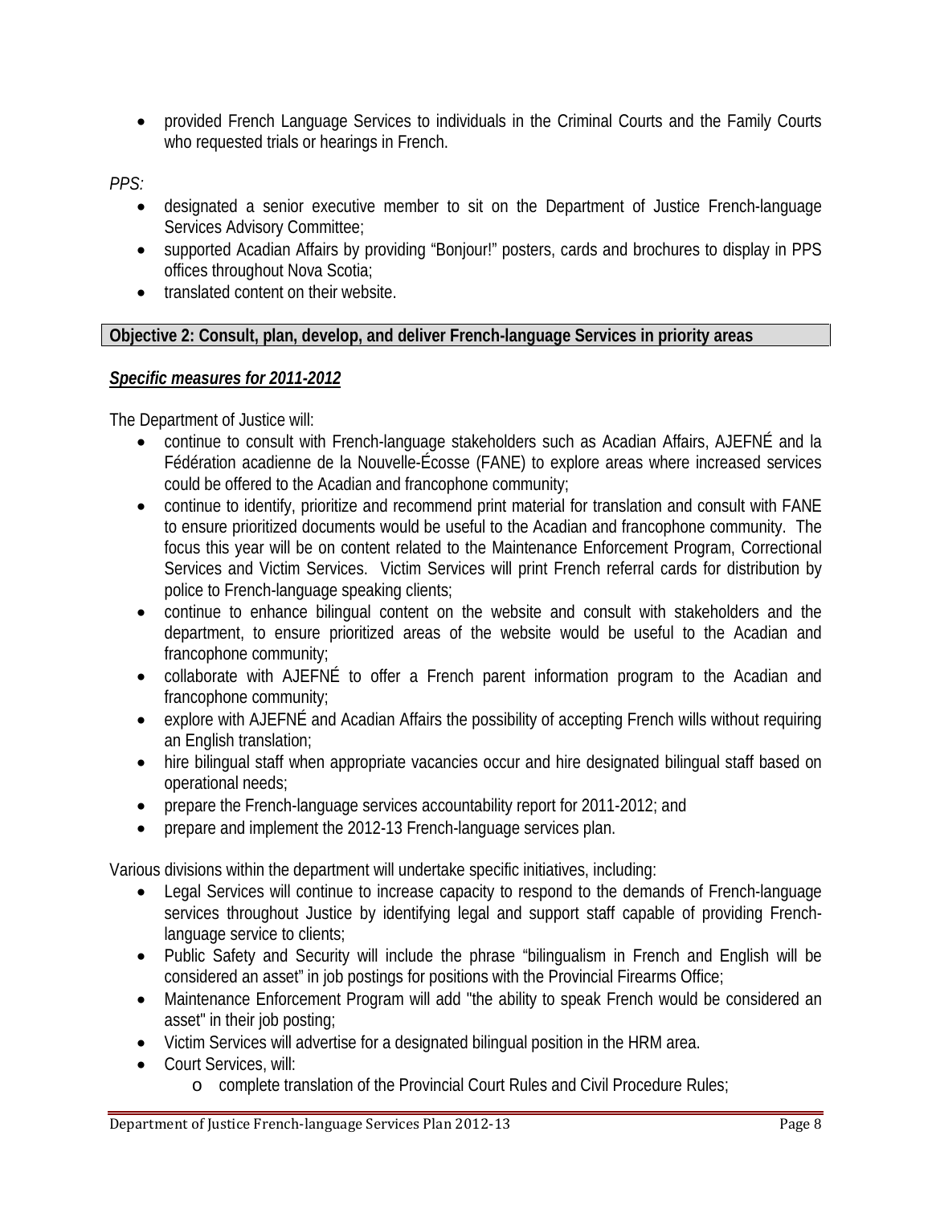- provided French Language Services to individuals in the Criminal Courts and the Family Courts who requested trials or hearings in French.

*PPS:*

- designated a senior executive member to sit on the Department of Justice French-language Services Advisory Committee;
- supported Acadian Affairs by providing "Bonjour!" posters, cards and brochures to display in PPS offices throughout Nova Scotia;
- translated content on their website.

**Objective 2: Consult, plan, develop, and deliver French-language Services in priority areas**

***Specific measures for 2011-2012***

The Department of Justice will:

- continue to consult with French-language stakeholders such as Acadian Affairs, AJEFNÉ and la Fédération acadienne de la Nouvelle-Écosse (FANE) to explore areas where increased services could be offered to the Acadian and francophone community;
- continue to identify, prioritize and recommend print material for translation and consult with FANE to ensure prioritized documents would be useful to the Acadian and francophone community. The focus this year will be on content related to the Maintenance Enforcement Program, Correctional Services and Victim Services. Victim Services will print French referral cards for distribution by police to French-language speaking clients;
- continue to enhance bilingual content on the website and consult with stakeholders and the department, to ensure prioritized areas of the website would be useful to the Acadian and francophone community;
- collaborate with AJEFNÉ to offer a French parent information program to the Acadian and francophone community;
- explore with AJEFNÉ and Acadian Affairs the possibility of accepting French wills without requiring an English translation;
- hire bilingual staff when appropriate vacancies occur and hire designated bilingual staff based on operational needs;
- prepare the French-language services accountability report for 2011-2012; and
- prepare and implement the 2012-13 French-language services plan.

Various divisions within the department will undertake specific initiatives, including:

- Legal Services will continue to increase capacity to respond to the demands of French-language services throughout Justice by identifying legal and support staff capable of providing French-language service to clients;
- Public Safety and Security will include the phrase "bilingualism in French and English will be considered an asset" in job postings for positions with the Provincial Firearms Office;
- Maintenance Enforcement Program will add "the ability to speak French would be considered an asset" in their job posting;
- Victim Services will advertise for a designated bilingual position in the HRM area.
- Court Services, will:
  - complete translation of the Provincial Court Rules and Civil Procedure Rules;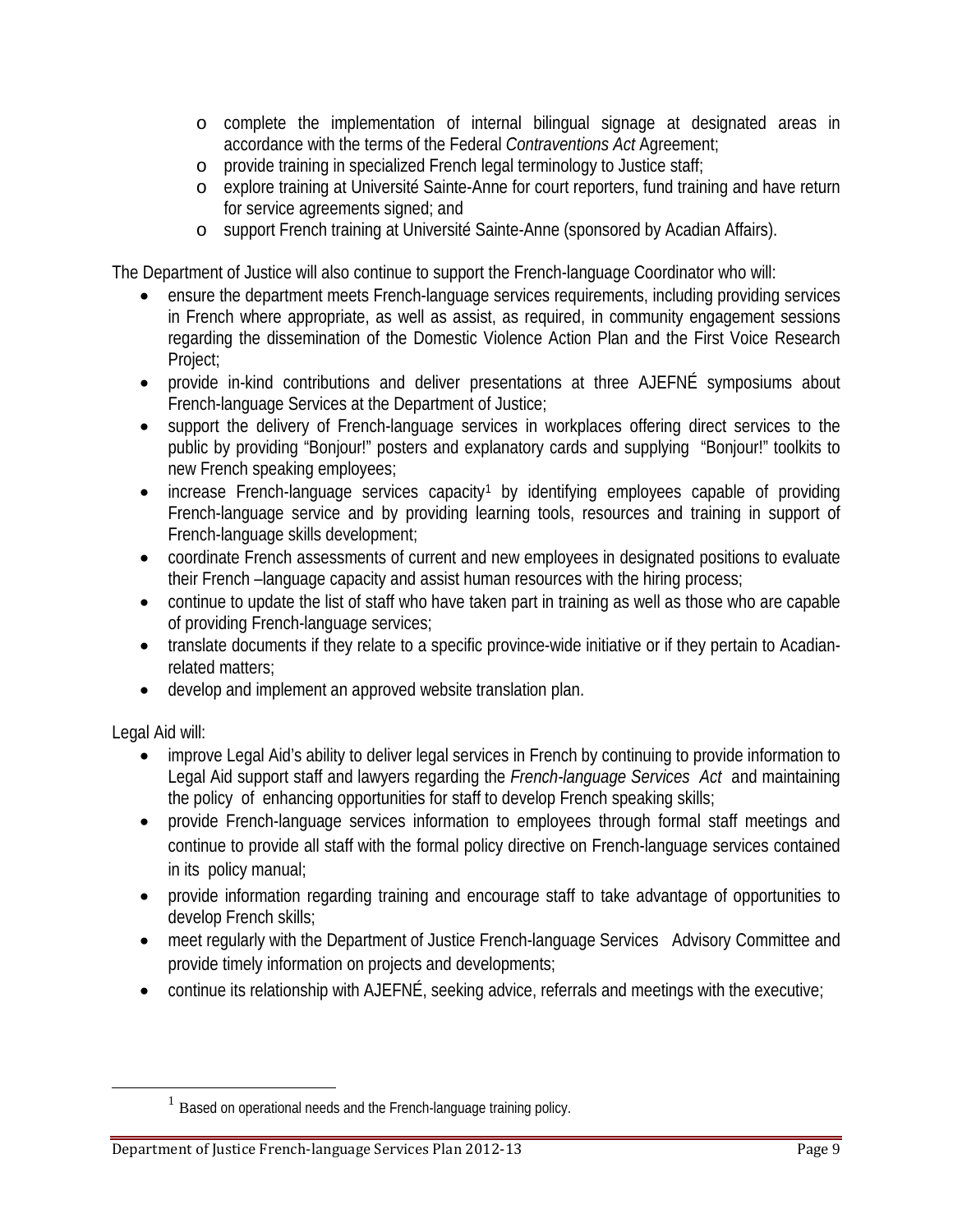- complete the implementation of internal bilingual signage at designated areas in accordance with the terms of the Federal *Contraventions Act* Agreement;
- provide training in specialized French legal terminology to Justice staff;
- explore training at Université Sainte-Anne for court reporters, fund training and have return for service agreements signed; and
- support French training at Université Sainte-Anne (sponsored by Acadian Affairs).

The Department of Justice will also continue to support the French-language Coordinator who will:

- ensure the department meets French-language services requirements, including providing services in French where appropriate, as well as assist, as required, in community engagement sessions regarding the dissemination of the Domestic Violence Action Plan and the First Voice Research Project;
- provide in-kind contributions and deliver presentations at three AJEFNÉ symposiums about French-language Services at the Department of Justice;
- support the delivery of French-language services in workplaces offering direct services to the public by providing "Bonjour!" posters and explanatory cards and supplying "Bonjour!" toolkits to new French speaking employees;
- increase French-language services capacity[1] by identifying employees capable of providing French-language service and by providing learning tools, resources and training in support of French-language skills development;
- coordinate French assessments of current and new employees in designated positions to evaluate their French –language capacity and assist human resources with the hiring process;
- continue to update the list of staff who have taken part in training as well as those who are capable of providing French-language services;
- translate documents if they relate to a specific province-wide initiative or if they pertain to Acadian-related matters;
- develop and implement an approved website translation plan.

Legal Aid will:

- improve Legal Aid's ability to deliver legal services in French by continuing to provide information to Legal Aid support staff and lawyers regarding the *French-language Services Act* and maintaining the policy of enhancing opportunities for staff to develop French speaking skills;
- provide French-language services information to employees through formal staff meetings and continue to provide all staff with the formal policy directive on French-language services contained in its policy manual;
- provide information regarding training and encourage staff to take advantage of opportunities to develop French skills;
- meet regularly with the Department of Justice French-language Services Advisory Committee and provide timely information on projects and developments;
- continue its relationship with AJEFNÉ, seeking advice, referrals and meetings with the executive;

[1] Based on operational needs and the French-language training policy.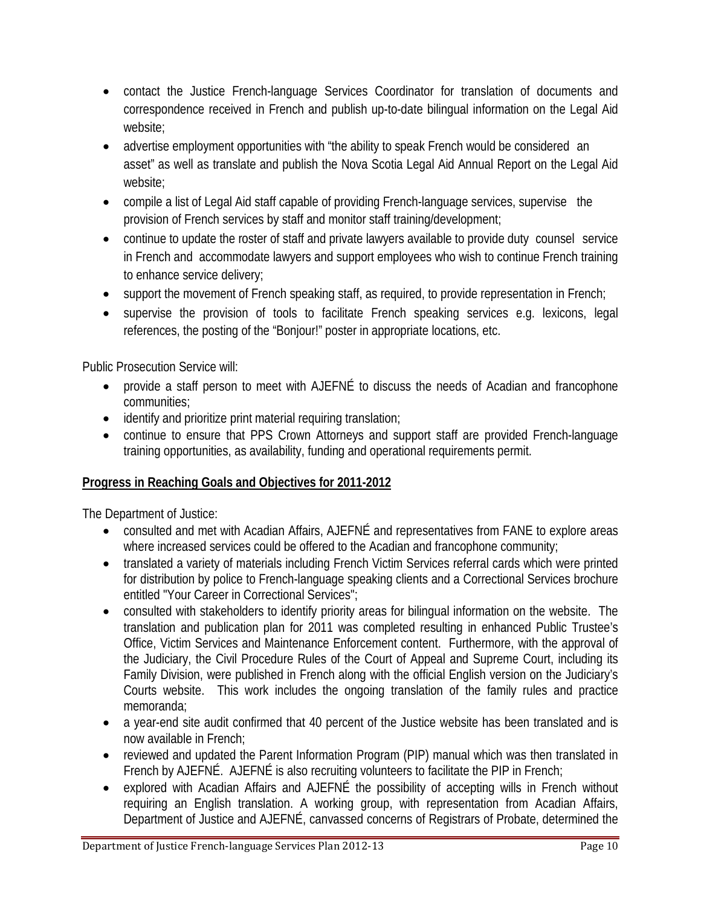- contact the Justice French-language Services Coordinator for translation of documents and correspondence received in French and publish up-to-date bilingual information on the Legal Aid website;
- advertise employment opportunities with "the ability to speak French would be considered an asset" as well as translate and publish the Nova Scotia Legal Aid Annual Report on the Legal Aid website;
- compile a list of Legal Aid staff capable of providing French-language services, supervise the provision of French services by staff and monitor staff training/development;
- continue to update the roster of staff and private lawyers available to provide duty counsel service in French and accommodate lawyers and support employees who wish to continue French training to enhance service delivery;
- support the movement of French speaking staff, as required, to provide representation in French;
- supervise the provision of tools to facilitate French speaking services e.g. lexicons, legal references, the posting of the "Bonjour!" poster in appropriate locations, etc.

Public Prosecution Service will:

- provide a staff person to meet with AJEFNÉ to discuss the needs of Acadian and francophone communities;
- identify and prioritize print material requiring translation;
- continue to ensure that PPS Crown Attorneys and support staff are provided French-language training opportunities, as availability, funding and operational requirements permit.

## **Progress in Reaching Goals and Objectives for 2011-2012**

The Department of Justice:

- consulted and met with Acadian Affairs, AJEFNÉ and representatives from FANE to explore areas where increased services could be offered to the Acadian and francophone community;
- translated a variety of materials including French Victim Services referral cards which were printed for distribution by police to French-language speaking clients and a Correctional Services brochure entitled "Your Career in Correctional Services";
- consulted with stakeholders to identify priority areas for bilingual information on the website. The translation and publication plan for 2011 was completed resulting in enhanced Public Trustee's Office, Victim Services and Maintenance Enforcement content. Furthermore, with the approval of the Judiciary, the Civil Procedure Rules of the Court of Appeal and Supreme Court, including its Family Division, were published in French along with the official English version on the Judiciary's Courts website. This work includes the ongoing translation of the family rules and practice memoranda;
- a year-end site audit confirmed that 40 percent of the Justice website has been translated and is now available in French;
- reviewed and updated the Parent Information Program (PIP) manual which was then translated in French by AJEFNÉ. AJEFNÉ is also recruiting volunteers to facilitate the PIP in French;
- explored with Acadian Affairs and AJEFNÉ the possibility of accepting wills in French without requiring an English translation. A working group, with representation from Acadian Affairs, Department of Justice and AJEFNÉ, canvassed concerns of Registrars of Probate, determined the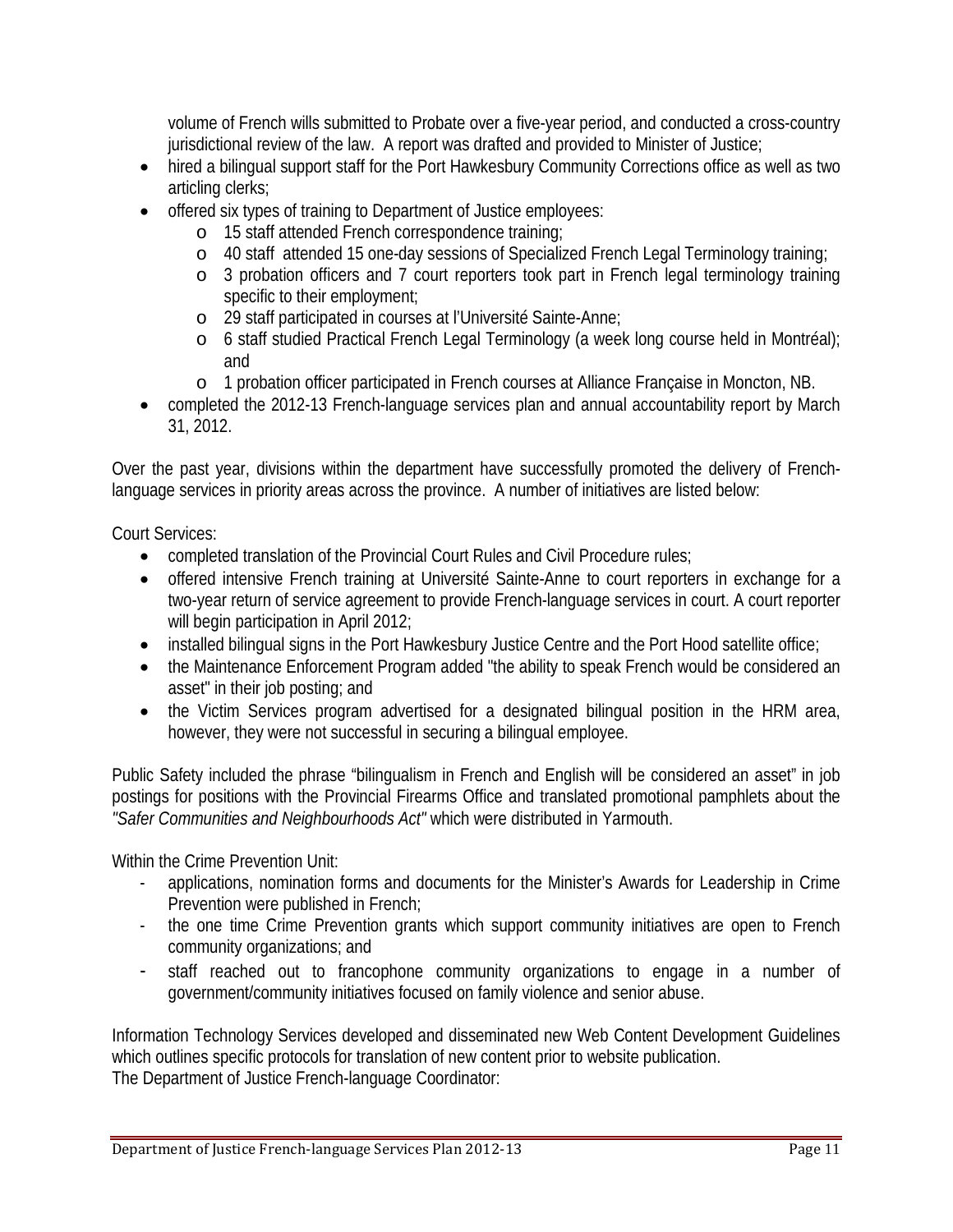volume of French wills submitted to Probate over a five-year period, and conducted a cross-country jurisdictional review of the law. A report was drafted and provided to Minister of Justice;

- hired a bilingual support staff for the Port Hawkesbury Community Corrections office as well as two articling clerks;
- offered six types of training to Department of Justice employees:
  - 15 staff attended French correspondence training;
  - 40 staff attended 15 one-day sessions of Specialized French Legal Terminology training;
  - 3 probation officers and 7 court reporters took part in French legal terminology training specific to their employment;
  - 29 staff participated in courses at l'Université Sainte-Anne;
  - 6 staff studied Practical French Legal Terminology (a week long course held in Montréal); and
  - 1 probation officer participated in French courses at Alliance Française in Moncton, NB.
- completed the 2012-13 French-language services plan and annual accountability report by March 31, 2012.

Over the past year, divisions within the department have successfully promoted the delivery of French-language services in priority areas across the province. A number of initiatives are listed below:

Court Services:

- completed translation of the Provincial Court Rules and Civil Procedure rules;
- offered intensive French training at Université Sainte-Anne to court reporters in exchange for a two-year return of service agreement to provide French-language services in court. A court reporter will begin participation in April 2012;
- installed bilingual signs in the Port Hawkesbury Justice Centre and the Port Hood satellite office;
- the Maintenance Enforcement Program added "the ability to speak French would be considered an asset" in their job posting; and
- the Victim Services program advertised for a designated bilingual position in the HRM area, however, they were not successful in securing a bilingual employee.

Public Safety included the phrase "bilingualism in French and English will be considered an asset" in job postings for positions with the Provincial Firearms Office and translated promotional pamphlets about the *"Safer Communities and Neighbourhoods Act"* which were distributed in Yarmouth.

Within the Crime Prevention Unit:

- applications, nomination forms and documents for the Minister's Awards for Leadership in Crime Prevention were published in French;
- the one time Crime Prevention grants which support community initiatives are open to French community organizations; and
- staff reached out to francophone community organizations to engage in a number of government/community initiatives focused on family violence and senior abuse.

Information Technology Services developed and disseminated new Web Content Development Guidelines which outlines specific protocols for translation of new content prior to website publication.
The Department of Justice French-language Coordinator: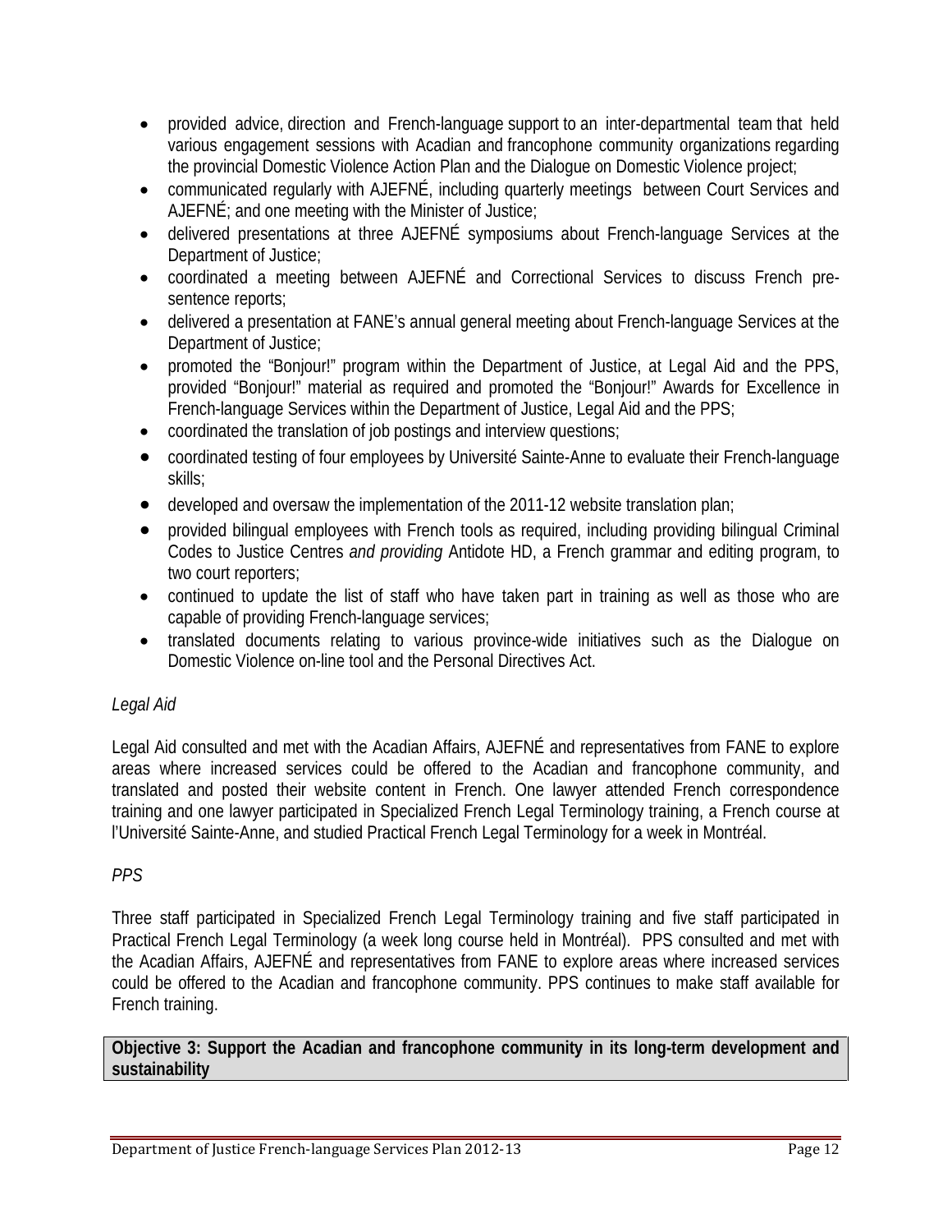- provided advice, direction and French-language support to an inter-departmental team that held various engagement sessions with Acadian and francophone community organizations regarding the provincial Domestic Violence Action Plan and the Dialogue on Domestic Violence project;
- communicated regularly with AJEFNÉ, including quarterly meetings between Court Services and AJEFNÉ; and one meeting with the Minister of Justice;
- delivered presentations at three AJEFNÉ symposiums about French-language Services at the Department of Justice;
- coordinated a meeting between AJEFNÉ and Correctional Services to discuss French pre-sentence reports;
- delivered a presentation at FANE's annual general meeting about French-language Services at the Department of Justice;
- promoted the "Bonjour!" program within the Department of Justice, at Legal Aid and the PPS, provided "Bonjour!" material as required and promoted the "Bonjour!" Awards for Excellence in French-language Services within the Department of Justice, Legal Aid and the PPS;
- coordinated the translation of job postings and interview questions;
- coordinated testing of four employees by Université Sainte-Anne to evaluate their French-language skills;
- developed and oversaw the implementation of the 2011-12 website translation plan;
- provided bilingual employees with French tools as required, including providing bilingual Criminal Codes to Justice Centres *and providing* Antidote HD, a French grammar and editing program, to two court reporters;
- continued to update the list of staff who have taken part in training as well as those who are capable of providing French-language services;
- translated documents relating to various province-wide initiatives such as the Dialogue on Domestic Violence on-line tool and the Personal Directives Act.

*Legal Aid*

Legal Aid consulted and met with the Acadian Affairs, AJEFNÉ and representatives from FANE to explore areas where increased services could be offered to the Acadian and francophone community, and translated and posted their website content in French. One lawyer attended French correspondence training and one lawyer participated in Specialized French Legal Terminology training, a French course at l'Université Sainte-Anne, and studied Practical French Legal Terminology for a week in Montréal.

*PPS*

Three staff participated in Specialized French Legal Terminology training and five staff participated in Practical French Legal Terminology (a week long course held in Montréal). PPS consulted and met with the Acadian Affairs, AJEFNÉ and representatives from FANE to explore areas where increased services could be offered to the Acadian and francophone community. PPS continues to make staff available for French training.

**Objective 3: Support the Acadian and francophone community in its long-term development and sustainability**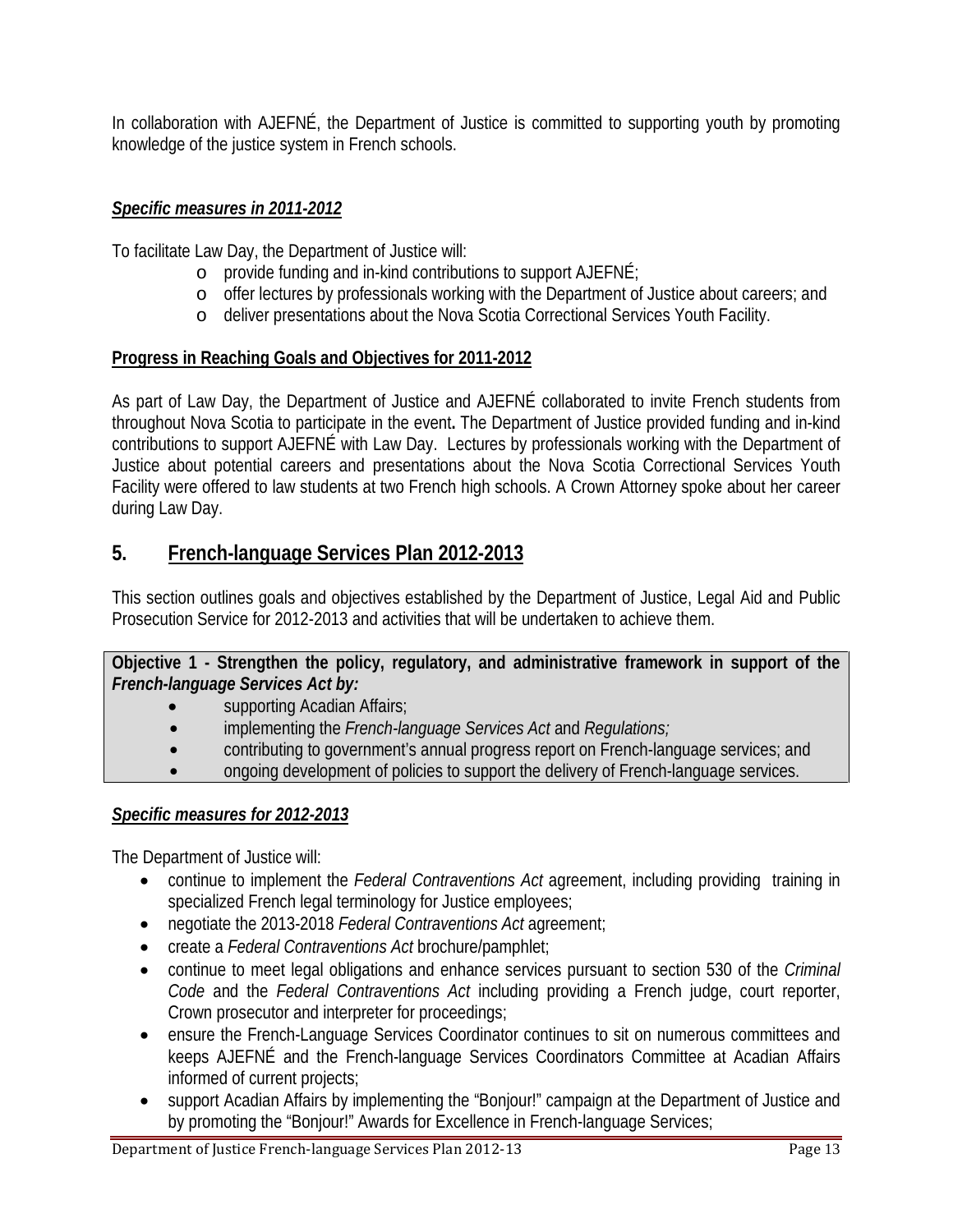In collaboration with AJEFNÉ, the Department of Justice is committed to supporting youth by promoting knowledge of the justice system in French schools.

***Specific measures in 2011-2012***

To facilitate Law Day, the Department of Justice will:

- provide funding and in-kind contributions to support AJEFNÉ;
- offer lectures by professionals working with the Department of Justice about careers; and
- deliver presentations about the Nova Scotia Correctional Services Youth Facility.

**Progress in Reaching Goals and Objectives for 2011-2012**

As part of Law Day, the Department of Justice and AJEFNÉ collaborated to invite French students from throughout Nova Scotia to participate in the event**.** The Department of Justice provided funding and in-kind contributions to support AJEFNÉ with Law Day. Lectures by professionals working with the Department of Justice about potential careers and presentations about the Nova Scotia Correctional Services Youth Facility were offered to law students at two French high schools. A Crown Attorney spoke about her career during Law Day.

## 5. French-language Services Plan 2012-2013

This section outlines goals and objectives established by the Department of Justice, Legal Aid and Public Prosecution Service for 2012-2013 and activities that will be undertaken to achieve them.

**Objective 1 - Strengthen the policy, regulatory, and administrative framework in support of the *French-language Services Act* by:**

- supporting Acadian Affairs;
- implementing the *French-language Services Act* and *Regulations;*
- contributing to government's annual progress report on French-language services; and
- ongoing development of policies to support the delivery of French-language services.

***Specific measures for 2012-2013***

The Department of Justice will:

- continue to implement the *Federal Contraventions Act* agreement, including providing training in specialized French legal terminology for Justice employees;
- negotiate the 2013-2018 *Federal Contraventions Act* agreement;
- create a *Federal Contraventions Act* brochure/pamphlet;
- continue to meet legal obligations and enhance services pursuant to section 530 of the *Criminal Code* and the *Federal Contraventions Act* including providing a French judge, court reporter, Crown prosecutor and interpreter for proceedings;
- ensure the French-Language Services Coordinator continues to sit on numerous committees and keeps AJEFNÉ and the French-language Services Coordinators Committee at Acadian Affairs informed of current projects;
- support Acadian Affairs by implementing the "Bonjour!" campaign at the Department of Justice and by promoting the "Bonjour!" Awards for Excellence in French-language Services;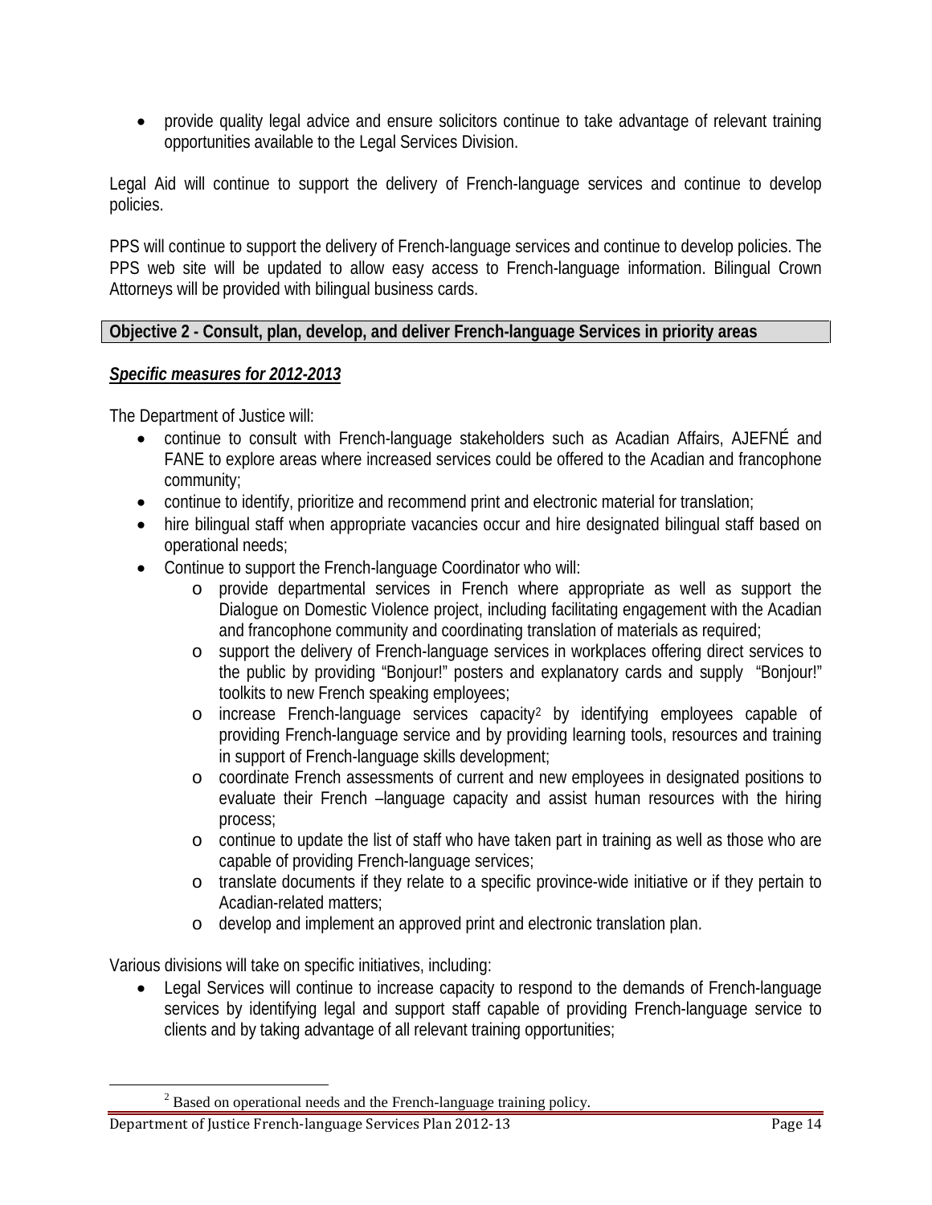- provide quality legal advice and ensure solicitors continue to take advantage of relevant training opportunities available to the Legal Services Division.

Legal Aid will continue to support the delivery of French-language services and continue to develop policies.

PPS will continue to support the delivery of French-language services and continue to develop policies. The PPS web site will be updated to allow easy access to French-language information. Bilingual Crown Attorneys will be provided with bilingual business cards.

**Objective 2 - Consult, plan, develop, and deliver French-language Services in priority areas**

***Specific measures for 2012-2013***

The Department of Justice will:

- continue to consult with French-language stakeholders such as Acadian Affairs, AJEFNÉ and FANE to explore areas where increased services could be offered to the Acadian and francophone community;
- continue to identify, prioritize and recommend print and electronic material for translation;
- hire bilingual staff when appropriate vacancies occur and hire designated bilingual staff based on operational needs;
- Continue to support the French-language Coordinator who will:
    - provide departmental services in French where appropriate as well as support the Dialogue on Domestic Violence project, including facilitating engagement with the Acadian and francophone community and coordinating translation of materials as required;
    - support the delivery of French-language services in workplaces offering direct services to the public by providing "Bonjour!" posters and explanatory cards and supply "Bonjour!" toolkits to new French speaking employees;
    - increase French-language services capacity[2] by identifying employees capable of providing French-language service and by providing learning tools, resources and training in support of French-language skills development;
    - coordinate French assessments of current and new employees in designated positions to evaluate their French –language capacity and assist human resources with the hiring process;
    - continue to update the list of staff who have taken part in training as well as those who are capable of providing French-language services;
    - translate documents if they relate to a specific province-wide initiative or if they pertain to Acadian-related matters;
    - develop and implement an approved print and electronic translation plan.

Various divisions will take on specific initiatives, including:

- Legal Services will continue to increase capacity to respond to the demands of French-language services by identifying legal and support staff capable of providing French-language service to clients and by taking advantage of all relevant training opportunities;

[2] Based on operational needs and the French-language training policy.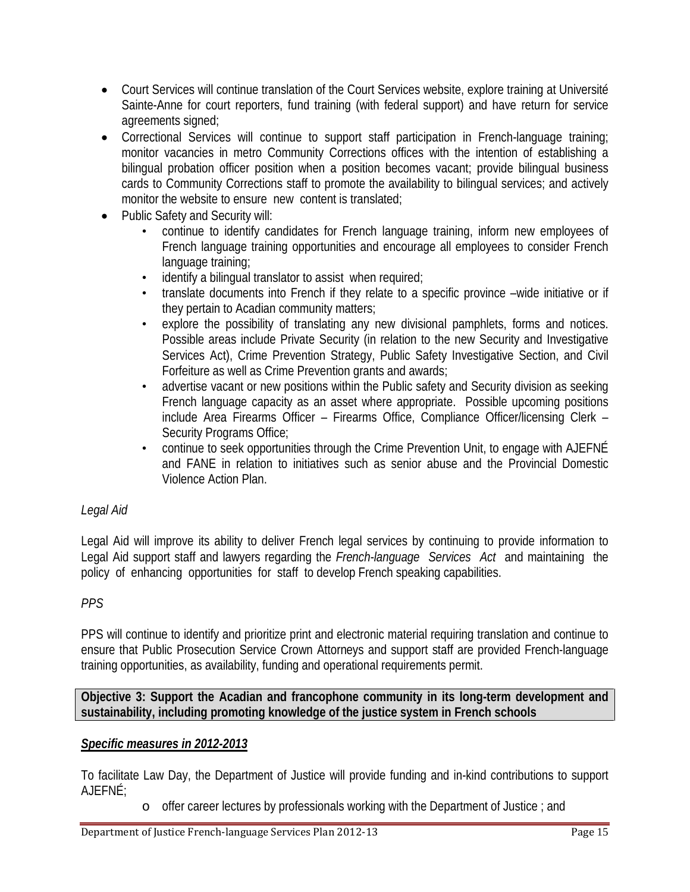- Court Services will continue translation of the Court Services website, explore training at Université Sainte-Anne for court reporters, fund training (with federal support) and have return for service agreements signed;
- Correctional Services will continue to support staff participation in French-language training; monitor vacancies in metro Community Corrections offices with the intention of establishing a bilingual probation officer position when a position becomes vacant; provide bilingual business cards to Community Corrections staff to promote the availability to bilingual services; and actively monitor the website to ensure new content is translated;
- Public Safety and Security will:
    - continue to identify candidates for French language training, inform new employees of French language training opportunities and encourage all employees to consider French language training;
    - identify a bilingual translator to assist when required;
    - translate documents into French if they relate to a specific province –wide initiative or if they pertain to Acadian community matters;
    - explore the possibility of translating any new divisional pamphlets, forms and notices. Possible areas include Private Security (in relation to the new Security and Investigative Services Act), Crime Prevention Strategy, Public Safety Investigative Section, and Civil Forfeiture as well as Crime Prevention grants and awards;
    - advertise vacant or new positions within the Public safety and Security division as seeking French language capacity as an asset where appropriate. Possible upcoming positions include Area Firearms Officer – Firearms Office, Compliance Officer/licensing Clerk – Security Programs Office;
    - continue to seek opportunities through the Crime Prevention Unit, to engage with AJEFNÉ and FANE in relation to initiatives such as senior abuse and the Provincial Domestic Violence Action Plan.

*Legal Aid*

Legal Aid will improve its ability to deliver French legal services by continuing to provide information to Legal Aid support staff and lawyers regarding the *French-language Services Act* and maintaining the policy of enhancing opportunities for staff to develop French speaking capabilities.

*PPS*

PPS will continue to identify and prioritize print and electronic material requiring translation and continue to ensure that Public Prosecution Service Crown Attorneys and support staff are provided French-language training opportunities, as availability, funding and operational requirements permit.

**Objective 3: Support the Acadian and francophone community in its long-term development and sustainability, including promoting knowledge of the justice system in French schools**

***Specific measures in 2012-2013***

To facilitate Law Day, the Department of Justice will provide funding and in-kind contributions to support AJEFNÉ;

- offer career lectures by professionals working with the Department of Justice ; and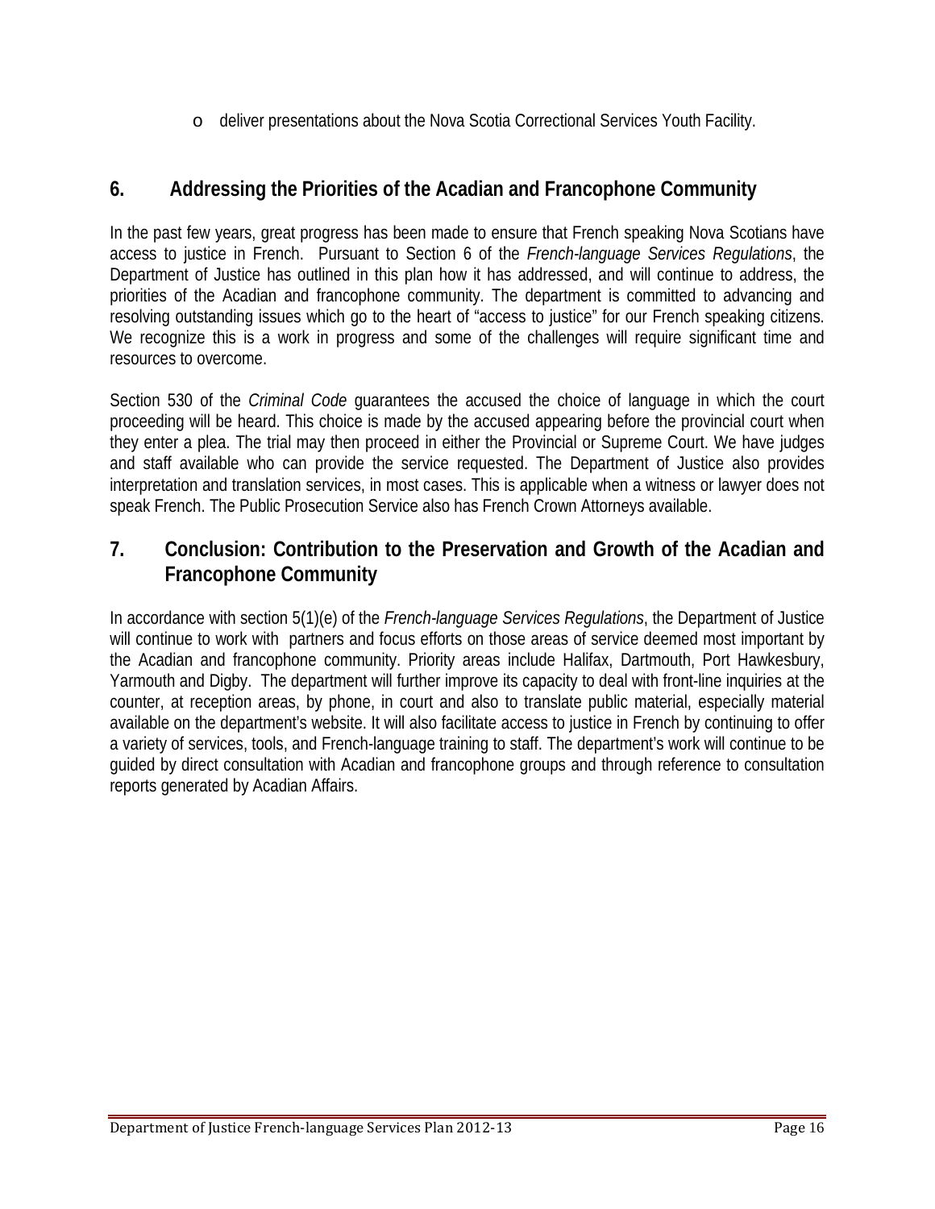- deliver presentations about the Nova Scotia Correctional Services Youth Facility.

## 6. Addressing the Priorities of the Acadian and Francophone Community

In the past few years, great progress has been made to ensure that French speaking Nova Scotians have access to justice in French. Pursuant to Section 6 of the *French-language Services Regulations*, the Department of Justice has outlined in this plan how it has addressed, and will continue to address, the priorities of the Acadian and francophone community. The department is committed to advancing and resolving outstanding issues which go to the heart of "access to justice" for our French speaking citizens. We recognize this is a work in progress and some of the challenges will require significant time and resources to overcome.

Section 530 of the *Criminal Code* guarantees the accused the choice of language in which the court proceeding will be heard. This choice is made by the accused appearing before the provincial court when they enter a plea. The trial may then proceed in either the Provincial or Supreme Court. We have judges and staff available who can provide the service requested. The Department of Justice also provides interpretation and translation services, in most cases. This is applicable when a witness or lawyer does not speak French. The Public Prosecution Service also has French Crown Attorneys available.

## 7. Conclusion: Contribution to the Preservation and Growth of the Acadian and Francophone Community

In accordance with section 5(1)(e) of the *French-language Services Regulations*, the Department of Justice will continue to work with partners and focus efforts on those areas of service deemed most important by the Acadian and francophone community. Priority areas include Halifax, Dartmouth, Port Hawkesbury, Yarmouth and Digby. The department will further improve its capacity to deal with front-line inquiries at the counter, at reception areas, by phone, in court and also to translate public material, especially material available on the department's website. It will also facilitate access to justice in French by continuing to offer a variety of services, tools, and French-language training to staff. The department's work will continue to be guided by direct consultation with Acadian and francophone groups and through reference to consultation reports generated by Acadian Affairs.